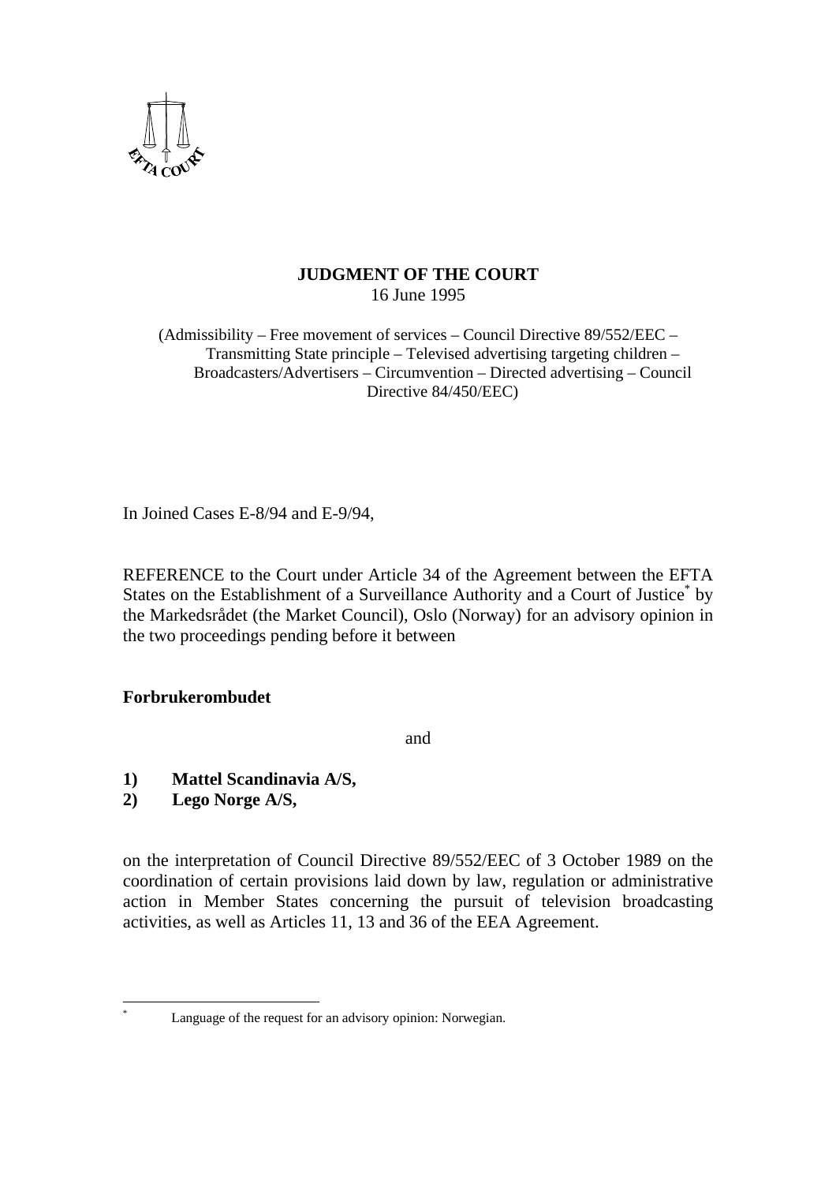**JUDGMENT OF THE COURT**
16 June 1995

(Admissibility – Free movement of services – Council Directive 89/552/EEC – Transmitting State principle – Televised advertising targeting children – Broadcasters/Advertisers – Circumvention – Directed advertising – Council Directive 84/450/EEC)

In Joined Cases E-8/94 and E-9/94,

REFERENCE to the Court under Article 34 of the Agreement between the EFTA States on the Establishment of a Surveillance Authority and a Court of Justice* by the Markedsrådet (the Market Council), Oslo (Norway) for an advisory opinion in the two proceedings pending before it between

**Forbrukerombudet**

and

**1) Mattel Scandinavia A/S,**
**2) Lego Norge A/S,**

on the interpretation of Council Directive 89/552/EEC of 3 October 1989 on the coordination of certain provisions laid down by law, regulation or administrative action in Member States concerning the pursuit of television broadcasting activities, as well as Articles 11, 13 and 36 of the EEA Agreement.

---

* Language of the request for an advisory opinion: Norwegian.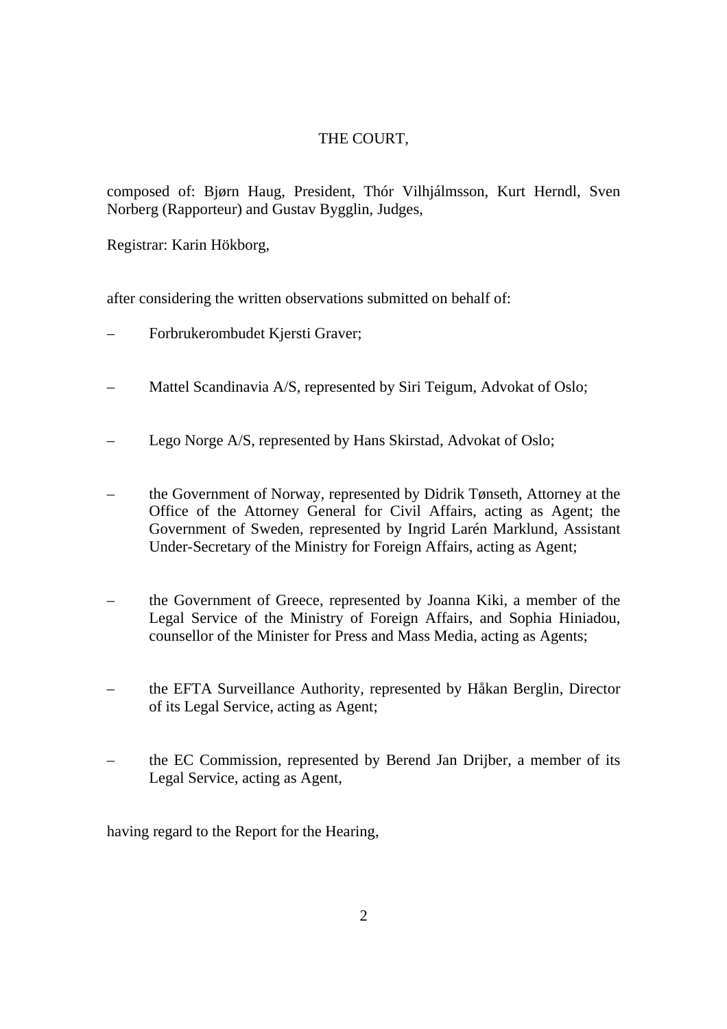THE COURT,

composed of: Bjørn Haug, President, Thór Vilhjálmsson, Kurt Herndl, Sven Norberg (Rapporteur) and Gustav Bygglin, Judges,

Registrar: Karin Hökborg,

after considering the written observations submitted on behalf of:

– Forbrukerombudet Kjersti Graver;

– Mattel Scandinavia A/S, represented by Siri Teigum, Advokat of Oslo;

– Lego Norge A/S, represented by Hans Skirstad, Advokat of Oslo;

– the Government of Norway, represented by Didrik Tønseth, Attorney at the Office of the Attorney General for Civil Affairs, acting as Agent; the Government of Sweden, represented by Ingrid Larén Marklund, Assistant Under-Secretary of the Ministry for Foreign Affairs, acting as Agent;

– the Government of Greece, represented by Joanna Kiki, a member of the Legal Service of the Ministry of Foreign Affairs, and Sophia Hiniadou, counsellor of the Minister for Press and Mass Media, acting as Agents;

– the EFTA Surveillance Authority, represented by Håkan Berglin, Director of its Legal Service, acting as Agent;

– the EC Commission, represented by Berend Jan Drijber, a member of its Legal Service, acting as Agent,

having regard to the Report for the Hearing,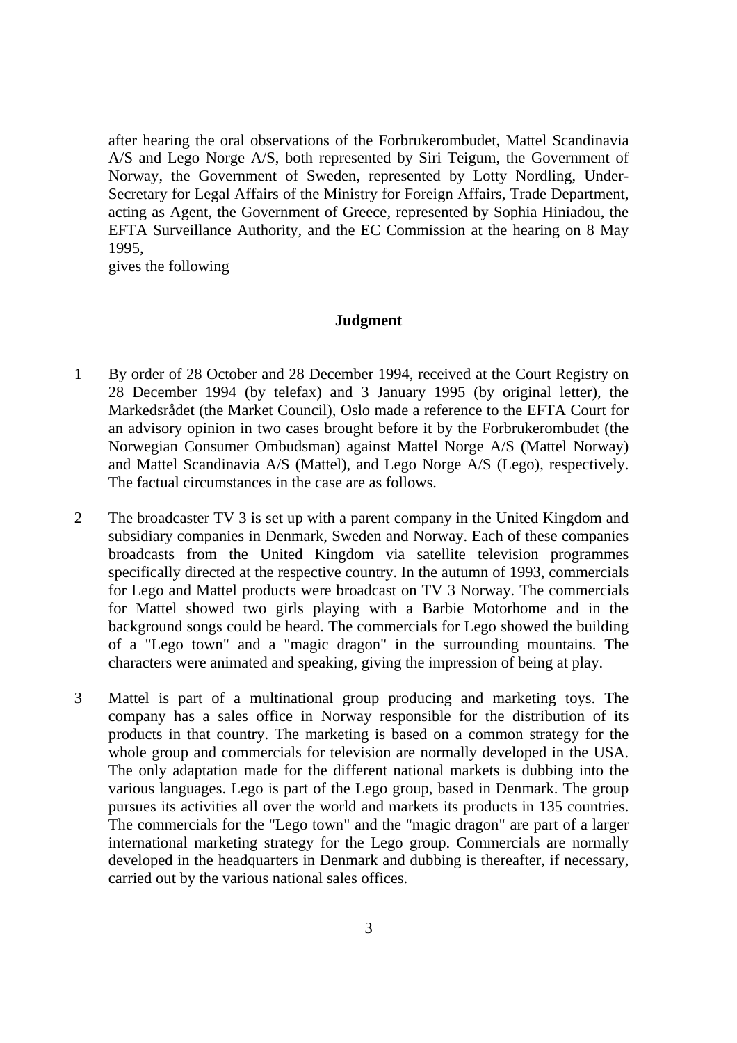after hearing the oral observations of the Forbrukerombudet, Mattel Scandinavia A/S and Lego Norge A/S, both represented by Siri Teigum, the Government of Norway, the Government of Sweden, represented by Lotty Nordling, Under-Secretary for Legal Affairs of the Ministry for Foreign Affairs, Trade Department, acting as Agent, the Government of Greece, represented by Sophia Hiniadou, the EFTA Surveillance Authority, and the EC Commission at the hearing on 8 May 1995,

gives the following

**Judgment**

1 By order of 28 October and 28 December 1994, received at the Court Registry on 28 December 1994 (by telefax) and 3 January 1995 (by original letter), the Markedsrådet (the Market Council), Oslo made a reference to the EFTA Court for an advisory opinion in two cases brought before it by the Forbrukerombudet (the Norwegian Consumer Ombudsman) against Mattel Norge A/S (Mattel Norway) and Mattel Scandinavia A/S (Mattel), and Lego Norge A/S (Lego), respectively. The factual circumstances in the case are as follows.

2 The broadcaster TV 3 is set up with a parent company in the United Kingdom and subsidiary companies in Denmark, Sweden and Norway. Each of these companies broadcasts from the United Kingdom via satellite television programmes specifically directed at the respective country. In the autumn of 1993, commercials for Lego and Mattel products were broadcast on TV 3 Norway. The commercials for Mattel showed two girls playing with a Barbie Motorhome and in the background songs could be heard. The commercials for Lego showed the building of a "Lego town" and a "magic dragon" in the surrounding mountains. The characters were animated and speaking, giving the impression of being at play.

3 Mattel is part of a multinational group producing and marketing toys. The company has a sales office in Norway responsible for the distribution of its products in that country. The marketing is based on a common strategy for the whole group and commercials for television are normally developed in the USA. The only adaptation made for the different national markets is dubbing into the various languages. Lego is part of the Lego group, based in Denmark. The group pursues its activities all over the world and markets its products in 135 countries. The commercials for the "Lego town" and the "magic dragon" are part of a larger international marketing strategy for the Lego group. Commercials are normally developed in the headquarters in Denmark and dubbing is thereafter, if necessary, carried out by the various national sales offices.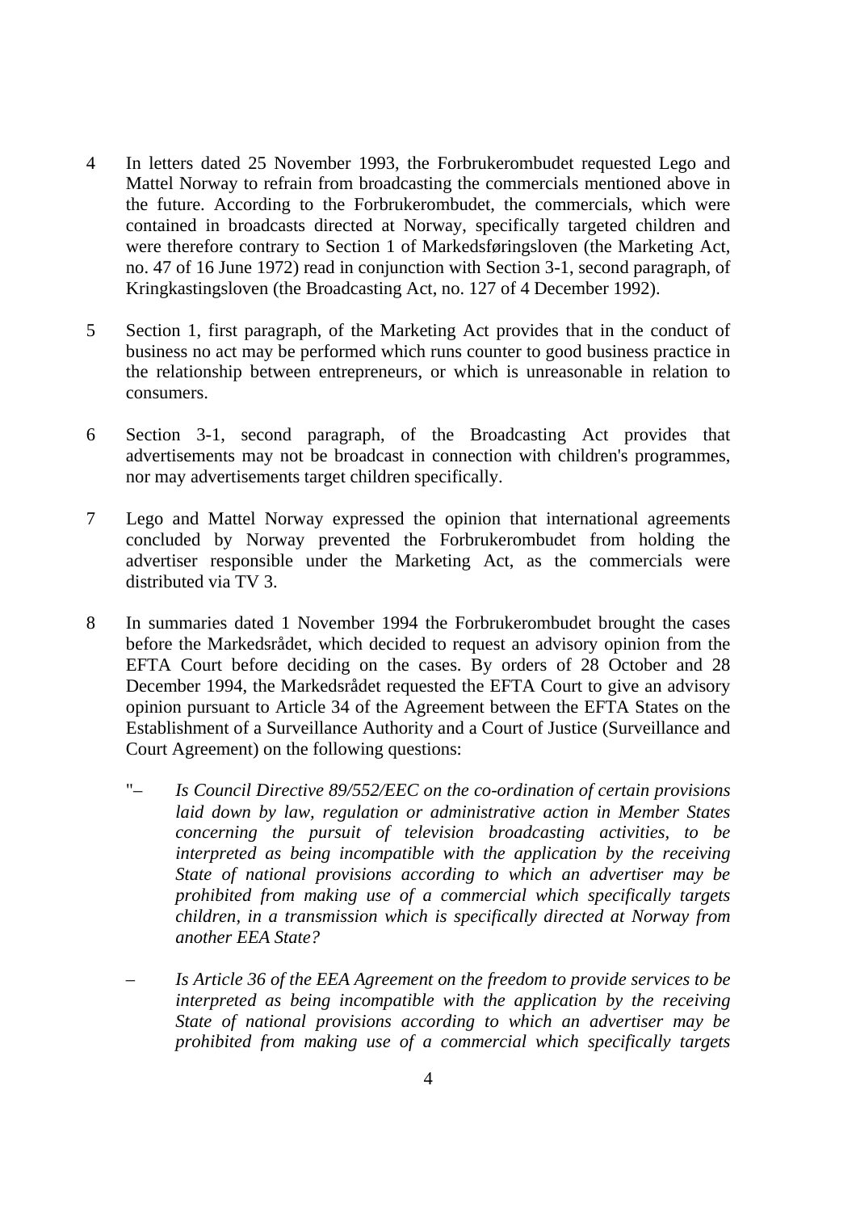4 In letters dated 25 November 1993, the Forbrukerombudet requested Lego and Mattel Norway to refrain from broadcasting the commercials mentioned above in the future. According to the Forbrukerombudet, the commercials, which were contained in broadcasts directed at Norway, specifically targeted children and were therefore contrary to Section 1 of Markedsføringsloven (the Marketing Act, no. 47 of 16 June 1972) read in conjunction with Section 3-1, second paragraph, of Kringkastingsloven (the Broadcasting Act, no. 127 of 4 December 1992).

5 Section 1, first paragraph, of the Marketing Act provides that in the conduct of business no act may be performed which runs counter to good business practice in the relationship between entrepreneurs, or which is unreasonable in relation to consumers.

6 Section 3-1, second paragraph, of the Broadcasting Act provides that advertisements may not be broadcast in connection with children's programmes, nor may advertisements target children specifically.

7 Lego and Mattel Norway expressed the opinion that international agreements concluded by Norway prevented the Forbrukerombudet from holding the advertiser responsible under the Marketing Act, as the commercials were distributed via TV 3.

8 In summaries dated 1 November 1994 the Forbrukerombudet brought the cases before the Markedsrådet, which decided to request an advisory opinion from the EFTA Court before deciding on the cases. By orders of 28 October and 28 December 1994, the Markedsrådet requested the EFTA Court to give an advisory opinion pursuant to Article 34 of the Agreement between the EFTA States on the Establishment of a Surveillance Authority and a Court of Justice (Surveillance and Court Agreement) on the following questions:

"– *Is Council Directive 89/552/EEC on the co-ordination of certain provisions laid down by law, regulation or administrative action in Member States concerning the pursuit of television broadcasting activities, to be interpreted as being incompatible with the application by the receiving State of national provisions according to which an advertiser may be prohibited from making use of a commercial which specifically targets children, in a transmission which is specifically directed at Norway from another EEA State?*

– *Is Article 36 of the EEA Agreement on the freedom to provide services to be interpreted as being incompatible with the application by the receiving State of national provisions according to which an advertiser may be prohibited from making use of a commercial which specifically targets*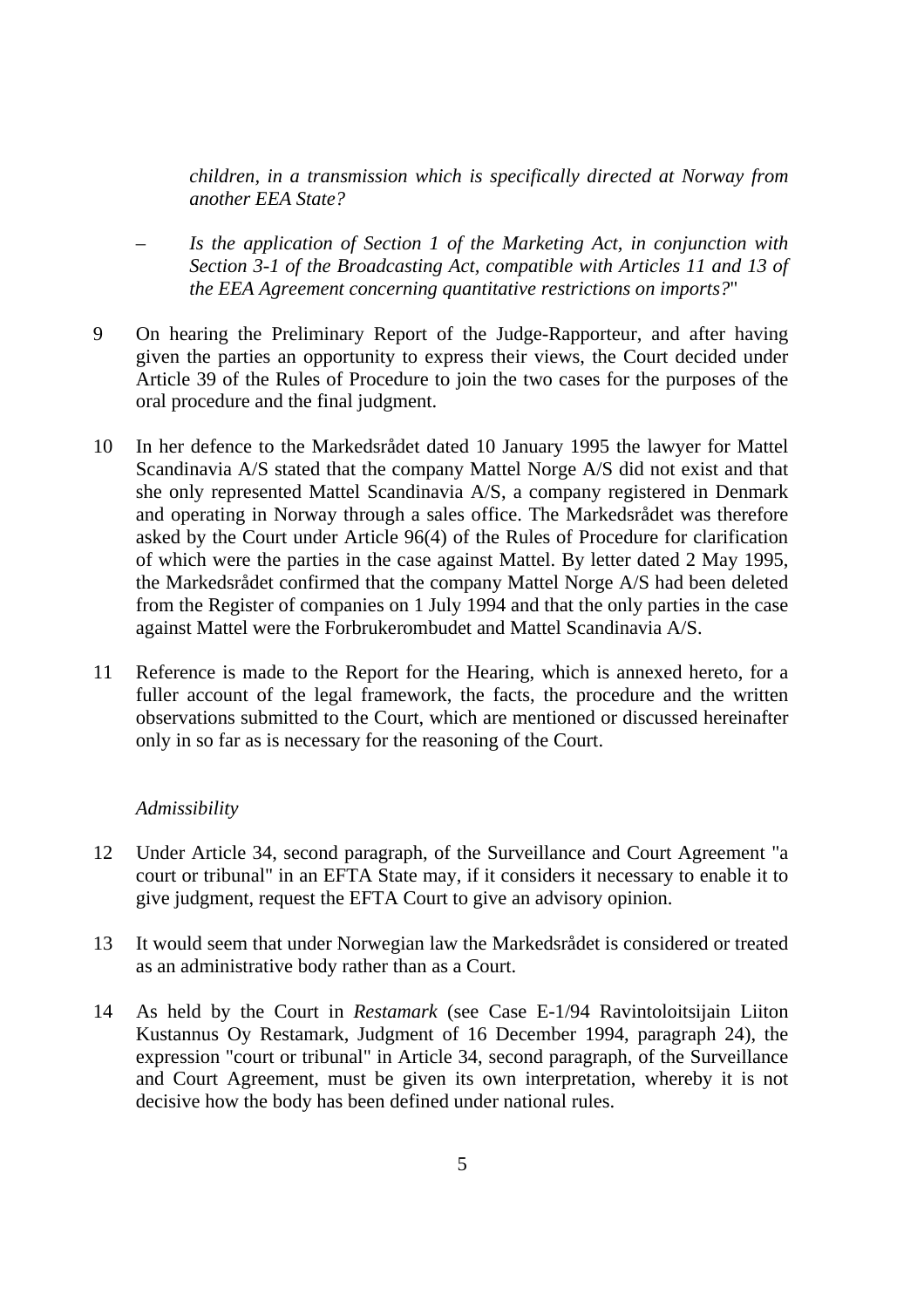*children, in a transmission which is specifically directed at Norway from another EEA State?*

– *Is the application of Section 1 of the Marketing Act, in conjunction with Section 3-1 of the Broadcasting Act, compatible with Articles 11 and 13 of the EEA Agreement concerning quantitative restrictions on imports?*"

9 On hearing the Preliminary Report of the Judge-Rapporteur, and after having given the parties an opportunity to express their views, the Court decided under Article 39 of the Rules of Procedure to join the two cases for the purposes of the oral procedure and the final judgment.

10 In her defence to the Markedsrådet dated 10 January 1995 the lawyer for Mattel Scandinavia A/S stated that the company Mattel Norge A/S did not exist and that she only represented Mattel Scandinavia A/S, a company registered in Denmark and operating in Norway through a sales office. The Markedsrådet was therefore asked by the Court under Article 96(4) of the Rules of Procedure for clarification of which were the parties in the case against Mattel. By letter dated 2 May 1995, the Markedsrådet confirmed that the company Mattel Norge A/S had been deleted from the Register of companies on 1 July 1994 and that the only parties in the case against Mattel were the Forbrukerombudet and Mattel Scandinavia A/S.

11 Reference is made to the Report for the Hearing, which is annexed hereto, for a fuller account of the legal framework, the facts, the procedure and the written observations submitted to the Court, which are mentioned or discussed hereinafter only in so far as is necessary for the reasoning of the Court.

*Admissibility*

12 Under Article 34, second paragraph, of the Surveillance and Court Agreement "a court or tribunal" in an EFTA State may, if it considers it necessary to enable it to give judgment, request the EFTA Court to give an advisory opinion.

13 It would seem that under Norwegian law the Markedsrådet is considered or treated as an administrative body rather than as a Court.

14 As held by the Court in *Restamark* (see Case E-1/94 Ravintoloitsijain Liiton Kustannus Oy Restamark, Judgment of 16 December 1994, paragraph 24), the expression "court or tribunal" in Article 34, second paragraph, of the Surveillance and Court Agreement, must be given its own interpretation, whereby it is not decisive how the body has been defined under national rules.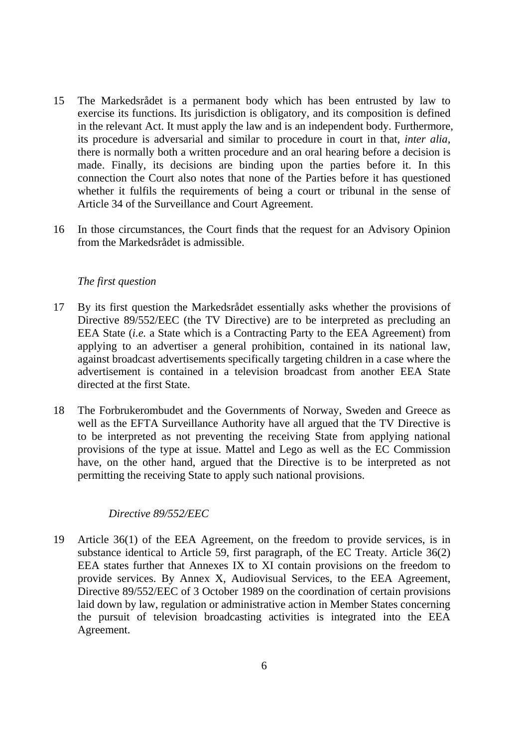15 The Markedsrådet is a permanent body which has been entrusted by law to exercise its functions. Its jurisdiction is obligatory, and its composition is defined in the relevant Act. It must apply the law and is an independent body. Furthermore, its procedure is adversarial and similar to procedure in court in that, *inter alia*, there is normally both a written procedure and an oral hearing before a decision is made. Finally, its decisions are binding upon the parties before it. In this connection the Court also notes that none of the Parties before it has questioned whether it fulfils the requirements of being a court or tribunal in the sense of Article 34 of the Surveillance and Court Agreement.

16 In those circumstances, the Court finds that the request for an Advisory Opinion from the Markedsrådet is admissible.

*The first question*

17 By its first question the Markedsrådet essentially asks whether the provisions of Directive 89/552/EEC (the TV Directive) are to be interpreted as precluding an EEA State (*i.e.* a State which is a Contracting Party to the EEA Agreement) from applying to an advertiser a general prohibition, contained in its national law, against broadcast advertisements specifically targeting children in a case where the advertisement is contained in a television broadcast from another EEA State directed at the first State.

18 The Forbrukerombudet and the Governments of Norway, Sweden and Greece as well as the EFTA Surveillance Authority have all argued that the TV Directive is to be interpreted as not preventing the receiving State from applying national provisions of the type at issue. Mattel and Lego as well as the EC Commission have, on the other hand, argued that the Directive is to be interpreted as not permitting the receiving State to apply such national provisions.

*Directive 89/552/EEC*

19 Article 36(1) of the EEA Agreement, on the freedom to provide services, is in substance identical to Article 59, first paragraph, of the EC Treaty. Article 36(2) EEA states further that Annexes IX to XI contain provisions on the freedom to provide services. By Annex X, Audiovisual Services, to the EEA Agreement, Directive 89/552/EEC of 3 October 1989 on the coordination of certain provisions laid down by law, regulation or administrative action in Member States concerning the pursuit of television broadcasting activities is integrated into the EEA Agreement.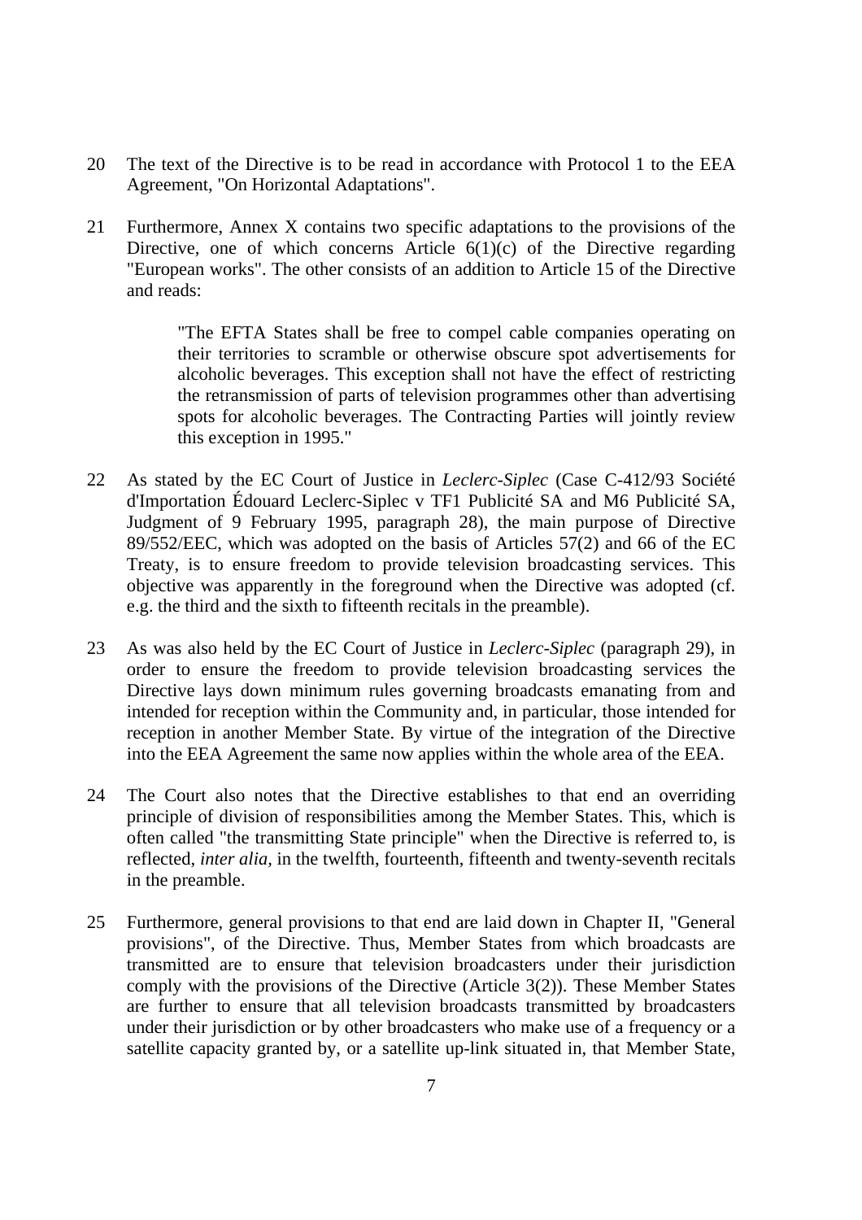20 The text of the Directive is to be read in accordance with Protocol 1 to the EEA Agreement, "On Horizontal Adaptations".

21 Furthermore, Annex X contains two specific adaptations to the provisions of the Directive, one of which concerns Article 6(1)(c) of the Directive regarding "European works". The other consists of an addition to Article 15 of the Directive and reads:

> "The EFTA States shall be free to compel cable companies operating on their territories to scramble or otherwise obscure spot advertisements for alcoholic beverages. This exception shall not have the effect of restricting the retransmission of parts of television programmes other than advertising spots for alcoholic beverages. The Contracting Parties will jointly review this exception in 1995."

22 As stated by the EC Court of Justice in *Leclerc-Siplec* (Case C-412/93 Société d'Importation Édouard Leclerc-Siplec v TF1 Publicité SA and M6 Publicité SA, Judgment of 9 February 1995, paragraph 28), the main purpose of Directive 89/552/EEC, which was adopted on the basis of Articles 57(2) and 66 of the EC Treaty, is to ensure freedom to provide television broadcasting services. This objective was apparently in the foreground when the Directive was adopted (cf. e.g. the third and the sixth to fifteenth recitals in the preamble).

23 As was also held by the EC Court of Justice in *Leclerc-Siplec* (paragraph 29), in order to ensure the freedom to provide television broadcasting services the Directive lays down minimum rules governing broadcasts emanating from and intended for reception within the Community and, in particular, those intended for reception in another Member State. By virtue of the integration of the Directive into the EEA Agreement the same now applies within the whole area of the EEA.

24 The Court also notes that the Directive establishes to that end an overriding principle of division of responsibilities among the Member States. This, which is often called "the transmitting State principle" when the Directive is referred to, is reflected, *inter alia*, in the twelfth, fourteenth, fifteenth and twenty-seventh recitals in the preamble.

25 Furthermore, general provisions to that end are laid down in Chapter II, "General provisions", of the Directive. Thus, Member States from which broadcasts are transmitted are to ensure that television broadcasters under their jurisdiction comply with the provisions of the Directive (Article 3(2)). These Member States are further to ensure that all television broadcasts transmitted by broadcasters under their jurisdiction or by other broadcasters who make use of a frequency or a satellite capacity granted by, or a satellite up-link situated in, that Member State,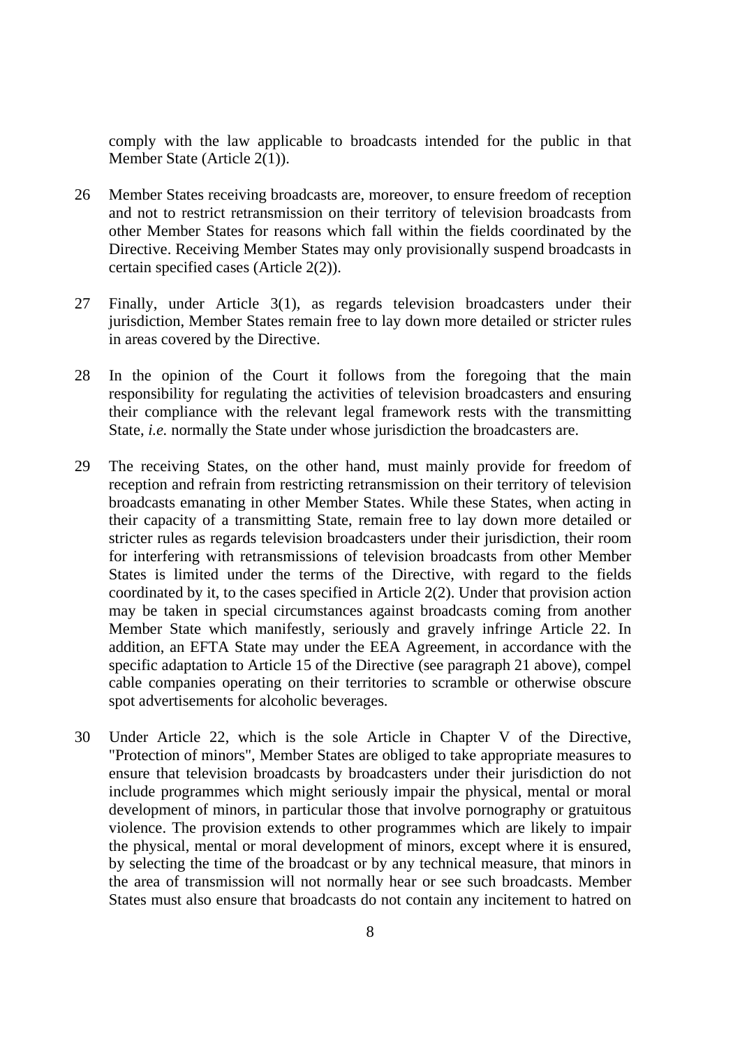comply with the law applicable to broadcasts intended for the public in that Member State (Article 2(1)).

26 Member States receiving broadcasts are, moreover, to ensure freedom of reception and not to restrict retransmission on their territory of television broadcasts from other Member States for reasons which fall within the fields coordinated by the Directive. Receiving Member States may only provisionally suspend broadcasts in certain specified cases (Article 2(2)).

27 Finally, under Article 3(1), as regards television broadcasters under their jurisdiction, Member States remain free to lay down more detailed or stricter rules in areas covered by the Directive.

28 In the opinion of the Court it follows from the foregoing that the main responsibility for regulating the activities of television broadcasters and ensuring their compliance with the relevant legal framework rests with the transmitting State, *i.e.* normally the State under whose jurisdiction the broadcasters are.

29 The receiving States, on the other hand, must mainly provide for freedom of reception and refrain from restricting retransmission on their territory of television broadcasts emanating in other Member States. While these States, when acting in their capacity of a transmitting State, remain free to lay down more detailed or stricter rules as regards television broadcasters under their jurisdiction, their room for interfering with retransmissions of television broadcasts from other Member States is limited under the terms of the Directive, with regard to the fields coordinated by it, to the cases specified in Article 2(2). Under that provision action may be taken in special circumstances against broadcasts coming from another Member State which manifestly, seriously and gravely infringe Article 22. In addition, an EFTA State may under the EEA Agreement, in accordance with the specific adaptation to Article 15 of the Directive (see paragraph 21 above), compel cable companies operating on their territories to scramble or otherwise obscure spot advertisements for alcoholic beverages.

30 Under Article 22, which is the sole Article in Chapter V of the Directive, "Protection of minors", Member States are obliged to take appropriate measures to ensure that television broadcasts by broadcasters under their jurisdiction do not include programmes which might seriously impair the physical, mental or moral development of minors, in particular those that involve pornography or gratuitous violence. The provision extends to other programmes which are likely to impair the physical, mental or moral development of minors, except where it is ensured, by selecting the time of the broadcast or by any technical measure, that minors in the area of transmission will not normally hear or see such broadcasts. Member States must also ensure that broadcasts do not contain any incitement to hatred on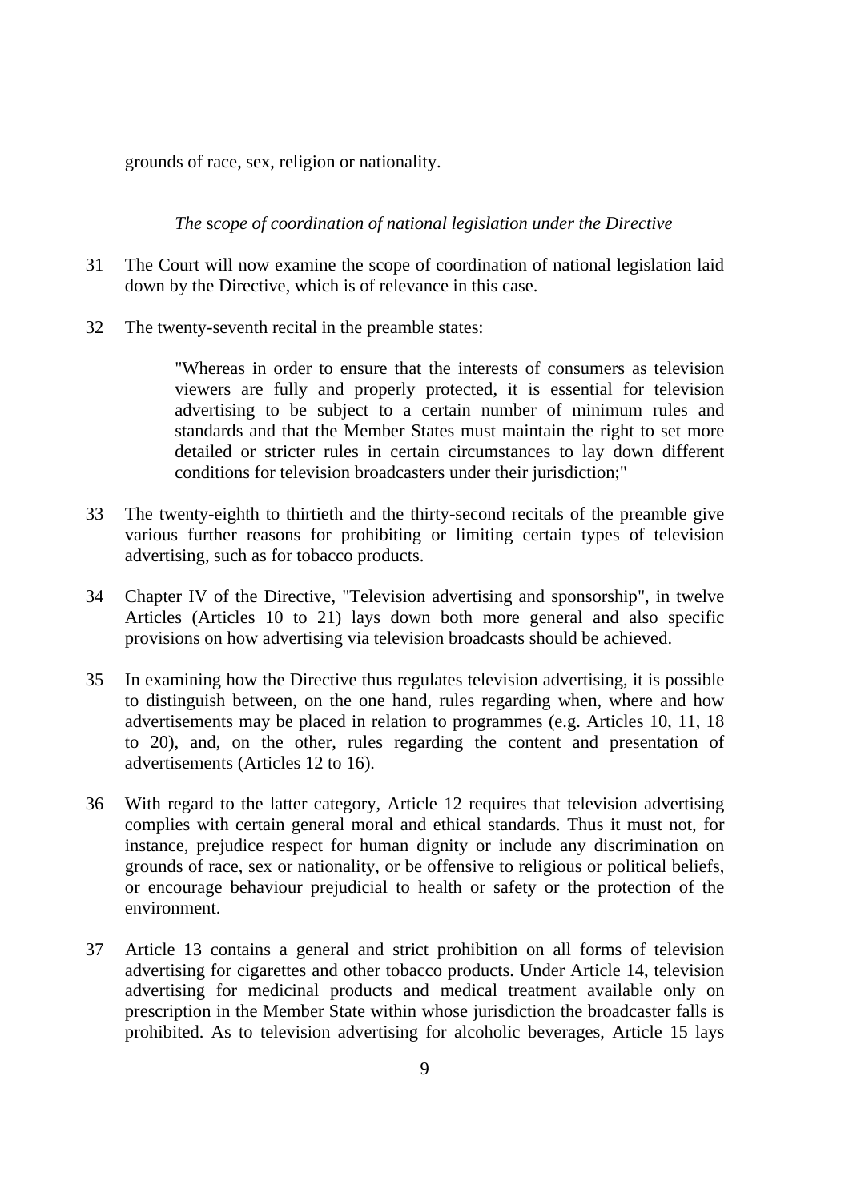grounds of race, sex, religion or nationality.

*The scope of coordination of national legislation under the Directive*

31 The Court will now examine the scope of coordination of national legislation laid down by the Directive, which is of relevance in this case.

32 The twenty-seventh recital in the preamble states:

> "Whereas in order to ensure that the interests of consumers as television viewers are fully and properly protected, it is essential for television advertising to be subject to a certain number of minimum rules and standards and that the Member States must maintain the right to set more detailed or stricter rules in certain circumstances to lay down different conditions for television broadcasters under their jurisdiction;"

33 The twenty-eighth to thirtieth and the thirty-second recitals of the preamble give various further reasons for prohibiting or limiting certain types of television advertising, such as for tobacco products.

34 Chapter IV of the Directive, "Television advertising and sponsorship", in twelve Articles (Articles 10 to 21) lays down both more general and also specific provisions on how advertising via television broadcasts should be achieved.

35 In examining how the Directive thus regulates television advertising, it is possible to distinguish between, on the one hand, rules regarding when, where and how advertisements may be placed in relation to programmes (e.g. Articles 10, 11, 18 to 20), and, on the other, rules regarding the content and presentation of advertisements (Articles 12 to 16).

36 With regard to the latter category, Article 12 requires that television advertising complies with certain general moral and ethical standards. Thus it must not, for instance, prejudice respect for human dignity or include any discrimination on grounds of race, sex or nationality, or be offensive to religious or political beliefs, or encourage behaviour prejudicial to health or safety or the protection of the environment.

37 Article 13 contains a general and strict prohibition on all forms of television advertising for cigarettes and other tobacco products. Under Article 14, television advertising for medicinal products and medical treatment available only on prescription in the Member State within whose jurisdiction the broadcaster falls is prohibited. As to television advertising for alcoholic beverages, Article 15 lays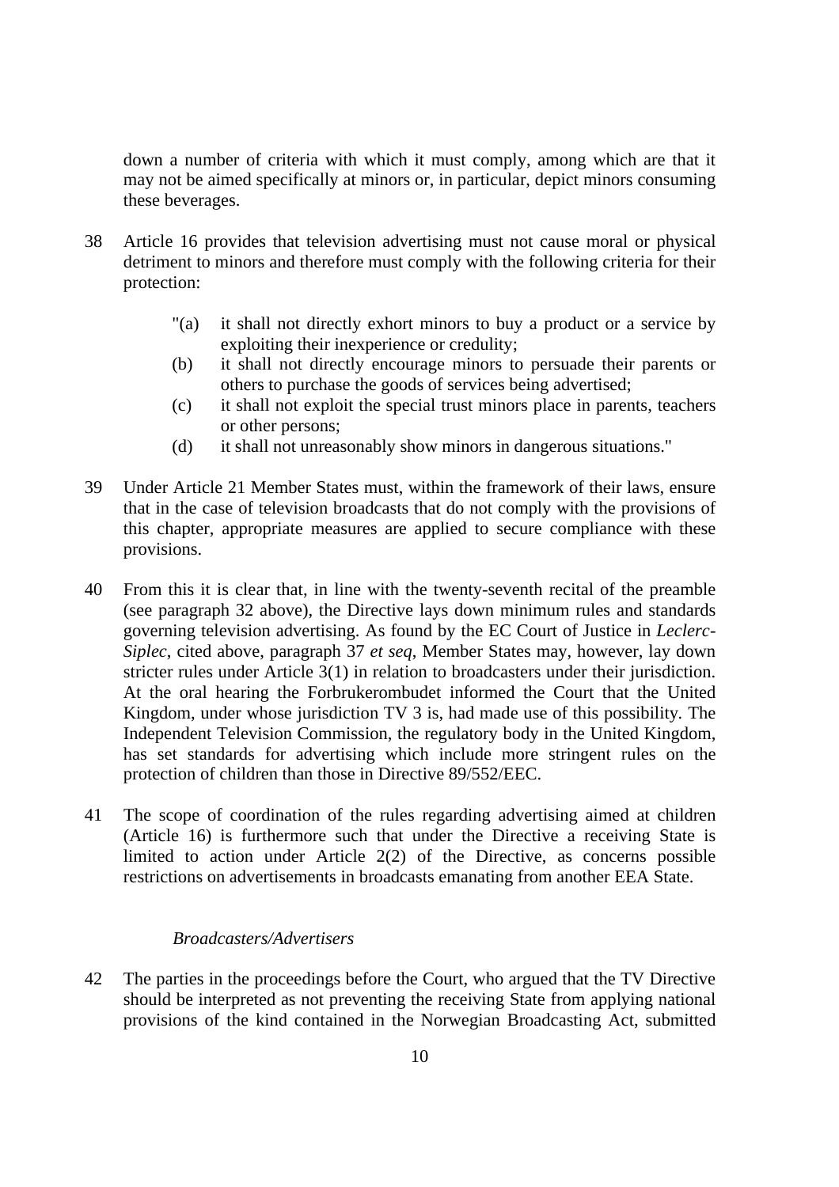down a number of criteria with which it must comply, among which are that it may not be aimed specifically at minors or, in particular, depict minors consuming these beverages.

38 Article 16 provides that television advertising must not cause moral or physical detriment to minors and therefore must comply with the following criteria for their protection:

> "(a) it shall not directly exhort minors to buy a product or a service by exploiting their inexperience or credulity;
> (b) it shall not directly encourage minors to persuade their parents or others to purchase the goods of services being advertised;
> (c) it shall not exploit the special trust minors place in parents, teachers or other persons;
> (d) it shall not unreasonably show minors in dangerous situations."

39 Under Article 21 Member States must, within the framework of their laws, ensure that in the case of television broadcasts that do not comply with the provisions of this chapter, appropriate measures are applied to secure compliance with these provisions.

40 From this it is clear that, in line with the twenty-seventh recital of the preamble (see paragraph 32 above), the Directive lays down minimum rules and standards governing television advertising. As found by the EC Court of Justice in *Leclerc-Siplec*, cited above, paragraph 37 *et seq*, Member States may, however, lay down stricter rules under Article 3(1) in relation to broadcasters under their jurisdiction. At the oral hearing the Forbrukerombudet informed the Court that the United Kingdom, under whose jurisdiction TV 3 is, had made use of this possibility. The Independent Television Commission, the regulatory body in the United Kingdom, has set standards for advertising which include more stringent rules on the protection of children than those in Directive 89/552/EEC.

41 The scope of coordination of the rules regarding advertising aimed at children (Article 16) is furthermore such that under the Directive a receiving State is limited to action under Article 2(2) of the Directive, as concerns possible restrictions on advertisements in broadcasts emanating from another EEA State.

*Broadcasters/Advertisers*

42 The parties in the proceedings before the Court, who argued that the TV Directive should be interpreted as not preventing the receiving State from applying national provisions of the kind contained in the Norwegian Broadcasting Act, submitted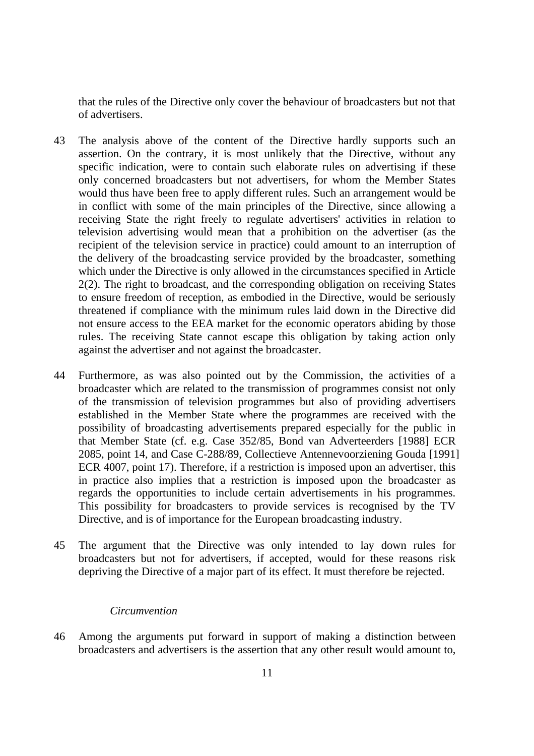that the rules of the Directive only cover the behaviour of broadcasters but not that of advertisers.

43 The analysis above of the content of the Directive hardly supports such an assertion. On the contrary, it is most unlikely that the Directive, without any specific indication, were to contain such elaborate rules on advertising if these only concerned broadcasters but not advertisers, for whom the Member States would thus have been free to apply different rules. Such an arrangement would be in conflict with some of the main principles of the Directive, since allowing a receiving State the right freely to regulate advertisers' activities in relation to television advertising would mean that a prohibition on the advertiser (as the recipient of the television service in practice) could amount to an interruption of the delivery of the broadcasting service provided by the broadcaster, something which under the Directive is only allowed in the circumstances specified in Article 2(2). The right to broadcast, and the corresponding obligation on receiving States to ensure freedom of reception, as embodied in the Directive, would be seriously threatened if compliance with the minimum rules laid down in the Directive did not ensure access to the EEA market for the economic operators abiding by those rules. The receiving State cannot escape this obligation by taking action only against the advertiser and not against the broadcaster.

44 Furthermore, as was also pointed out by the Commission, the activities of a broadcaster which are related to the transmission of programmes consist not only of the transmission of television programmes but also of providing advertisers established in the Member State where the programmes are received with the possibility of broadcasting advertisements prepared especially for the public in that Member State (cf. e.g. Case 352/85, Bond van Adverteerders [1988] ECR 2085, point 14, and Case C-288/89, Collectieve Antennevoorziening Gouda [1991] ECR 4007, point 17). Therefore, if a restriction is imposed upon an advertiser, this in practice also implies that a restriction is imposed upon the broadcaster as regards the opportunities to include certain advertisements in his programmes. This possibility for broadcasters to provide services is recognised by the TV Directive, and is of importance for the European broadcasting industry.

45 The argument that the Directive was only intended to lay down rules for broadcasters but not for advertisers, if accepted, would for these reasons risk depriving the Directive of a major part of its effect. It must therefore be rejected.

*Circumvention*

46 Among the arguments put forward in support of making a distinction between broadcasters and advertisers is the assertion that any other result would amount to,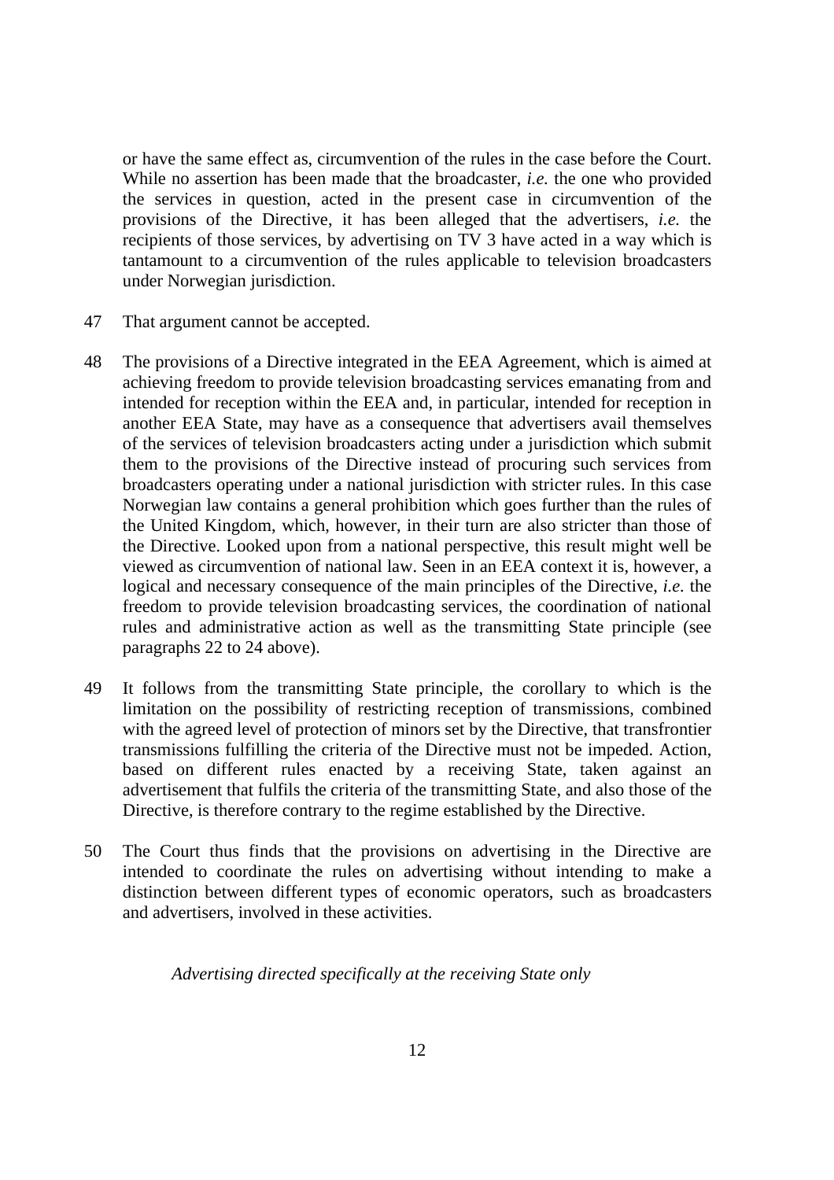or have the same effect as, circumvention of the rules in the case before the Court. While no assertion has been made that the broadcaster, *i.e.* the one who provided the services in question, acted in the present case in circumvention of the provisions of the Directive, it has been alleged that the advertisers, *i.e.* the recipients of those services, by advertising on TV 3 have acted in a way which is tantamount to a circumvention of the rules applicable to television broadcasters under Norwegian jurisdiction.

47 That argument cannot be accepted.

48 The provisions of a Directive integrated in the EEA Agreement, which is aimed at achieving freedom to provide television broadcasting services emanating from and intended for reception within the EEA and, in particular, intended for reception in another EEA State, may have as a consequence that advertisers avail themselves of the services of television broadcasters acting under a jurisdiction which submit them to the provisions of the Directive instead of procuring such services from broadcasters operating under a national jurisdiction with stricter rules. In this case Norwegian law contains a general prohibition which goes further than the rules of the United Kingdom, which, however, in their turn are also stricter than those of the Directive. Looked upon from a national perspective, this result might well be viewed as circumvention of national law. Seen in an EEA context it is, however, a logical and necessary consequence of the main principles of the Directive, *i.e.* the freedom to provide television broadcasting services, the coordination of national rules and administrative action as well as the transmitting State principle (see paragraphs 22 to 24 above).

49 It follows from the transmitting State principle, the corollary to which is the limitation on the possibility of restricting reception of transmissions, combined with the agreed level of protection of minors set by the Directive, that transfrontier transmissions fulfilling the criteria of the Directive must not be impeded. Action, based on different rules enacted by a receiving State, taken against an advertisement that fulfils the criteria of the transmitting State, and also those of the Directive, is therefore contrary to the regime established by the Directive.

50 The Court thus finds that the provisions on advertising in the Directive are intended to coordinate the rules on advertising without intending to make a distinction between different types of economic operators, such as broadcasters and advertisers, involved in these activities.

*Advertising directed specifically at the receiving State only*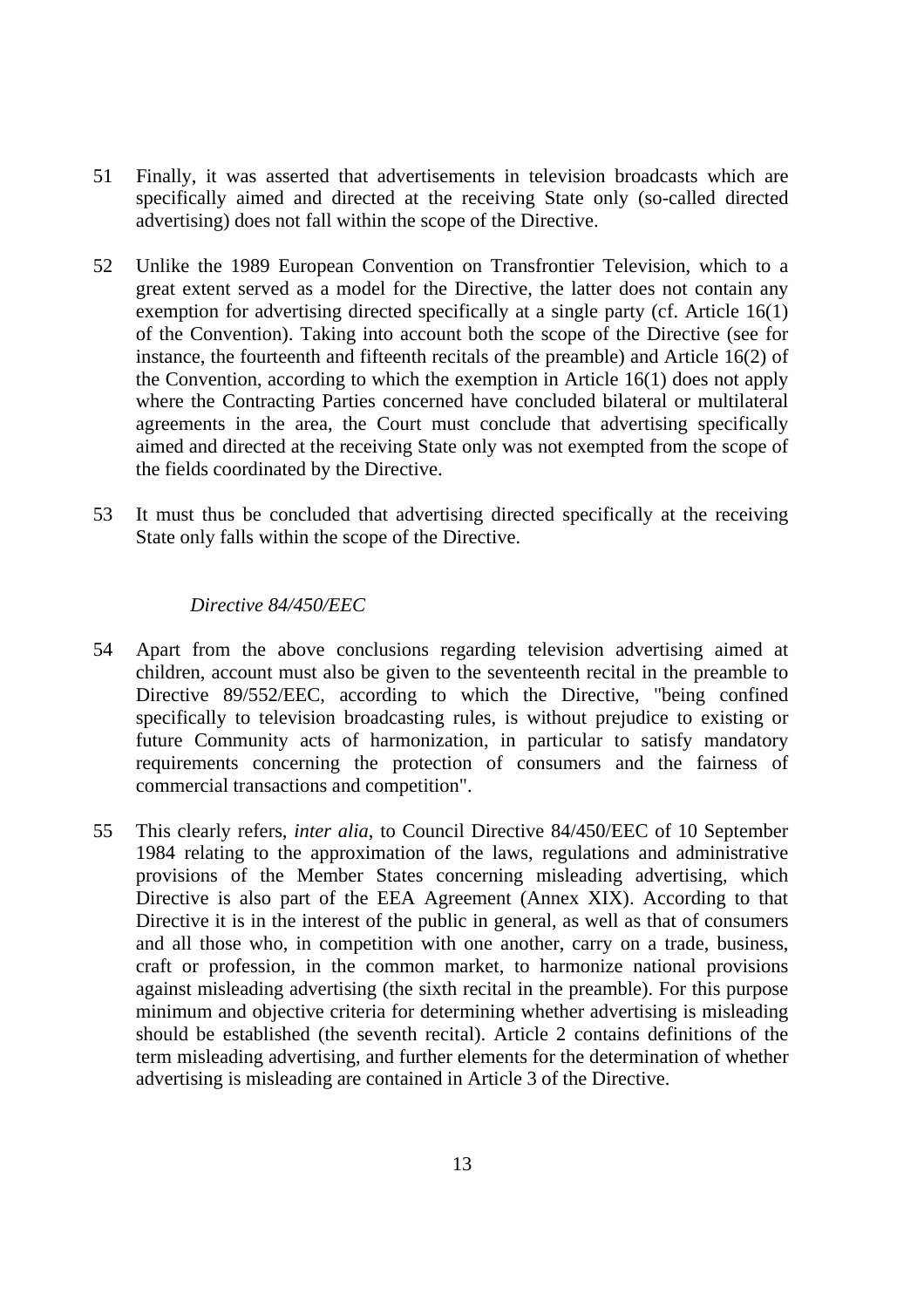51 Finally, it was asserted that advertisements in television broadcasts which are specifically aimed and directed at the receiving State only (so-called directed advertising) does not fall within the scope of the Directive.

52 Unlike the 1989 European Convention on Transfrontier Television, which to a great extent served as a model for the Directive, the latter does not contain any exemption for advertising directed specifically at a single party (cf. Article 16(1) of the Convention). Taking into account both the scope of the Directive (see for instance, the fourteenth and fifteenth recitals of the preamble) and Article 16(2) of the Convention, according to which the exemption in Article 16(1) does not apply where the Contracting Parties concerned have concluded bilateral or multilateral agreements in the area, the Court must conclude that advertising specifically aimed and directed at the receiving State only was not exempted from the scope of the fields coordinated by the Directive.

53 It must thus be concluded that advertising directed specifically at the receiving State only falls within the scope of the Directive.

*Directive 84/450/EEC*

54 Apart from the above conclusions regarding television advertising aimed at children, account must also be given to the seventeenth recital in the preamble to Directive 89/552/EEC, according to which the Directive, "being confined specifically to television broadcasting rules, is without prejudice to existing or future Community acts of harmonization, in particular to satisfy mandatory requirements concerning the protection of consumers and the fairness of commercial transactions and competition".

55 This clearly refers, *inter alia*, to Council Directive 84/450/EEC of 10 September 1984 relating to the approximation of the laws, regulations and administrative provisions of the Member States concerning misleading advertising, which Directive is also part of the EEA Agreement (Annex XIX). According to that Directive it is in the interest of the public in general, as well as that of consumers and all those who, in competition with one another, carry on a trade, business, craft or profession, in the common market, to harmonize national provisions against misleading advertising (the sixth recital in the preamble). For this purpose minimum and objective criteria for determining whether advertising is misleading should be established (the seventh recital). Article 2 contains definitions of the term misleading advertising, and further elements for the determination of whether advertising is misleading are contained in Article 3 of the Directive.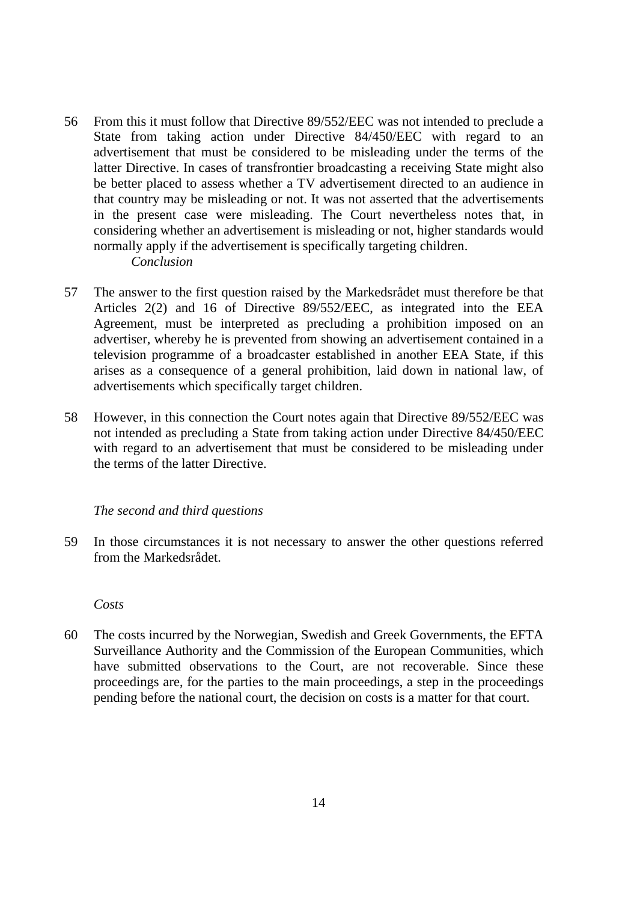56 From this it must follow that Directive 89/552/EEC was not intended to preclude a State from taking action under Directive 84/450/EEC with regard to an advertisement that must be considered to be misleading under the terms of the latter Directive. In cases of transfrontier broadcasting a receiving State might also be better placed to assess whether a TV advertisement directed to an audience in that country may be misleading or not. It was not asserted that the advertisements in the present case were misleading. The Court nevertheless notes that, in considering whether an advertisement is misleading or not, higher standards would normally apply if the advertisement is specifically targeting children.

*Conclusion*

57 The answer to the first question raised by the Markedsrådet must therefore be that Articles 2(2) and 16 of Directive 89/552/EEC, as integrated into the EEA Agreement, must be interpreted as precluding a prohibition imposed on an advertiser, whereby he is prevented from showing an advertisement contained in a television programme of a broadcaster established in another EEA State, if this arises as a consequence of a general prohibition, laid down in national law, of advertisements which specifically target children.

58 However, in this connection the Court notes again that Directive 89/552/EEC was not intended as precluding a State from taking action under Directive 84/450/EEC with regard to an advertisement that must be considered to be misleading under the terms of the latter Directive.

*The second and third questions*

59 In those circumstances it is not necessary to answer the other questions referred from the Markedsrådet.

*Costs*

60 The costs incurred by the Norwegian, Swedish and Greek Governments, the EFTA Surveillance Authority and the Commission of the European Communities, which have submitted observations to the Court, are not recoverable. Since these proceedings are, for the parties to the main proceedings, a step in the proceedings pending before the national court, the decision on costs is a matter for that court.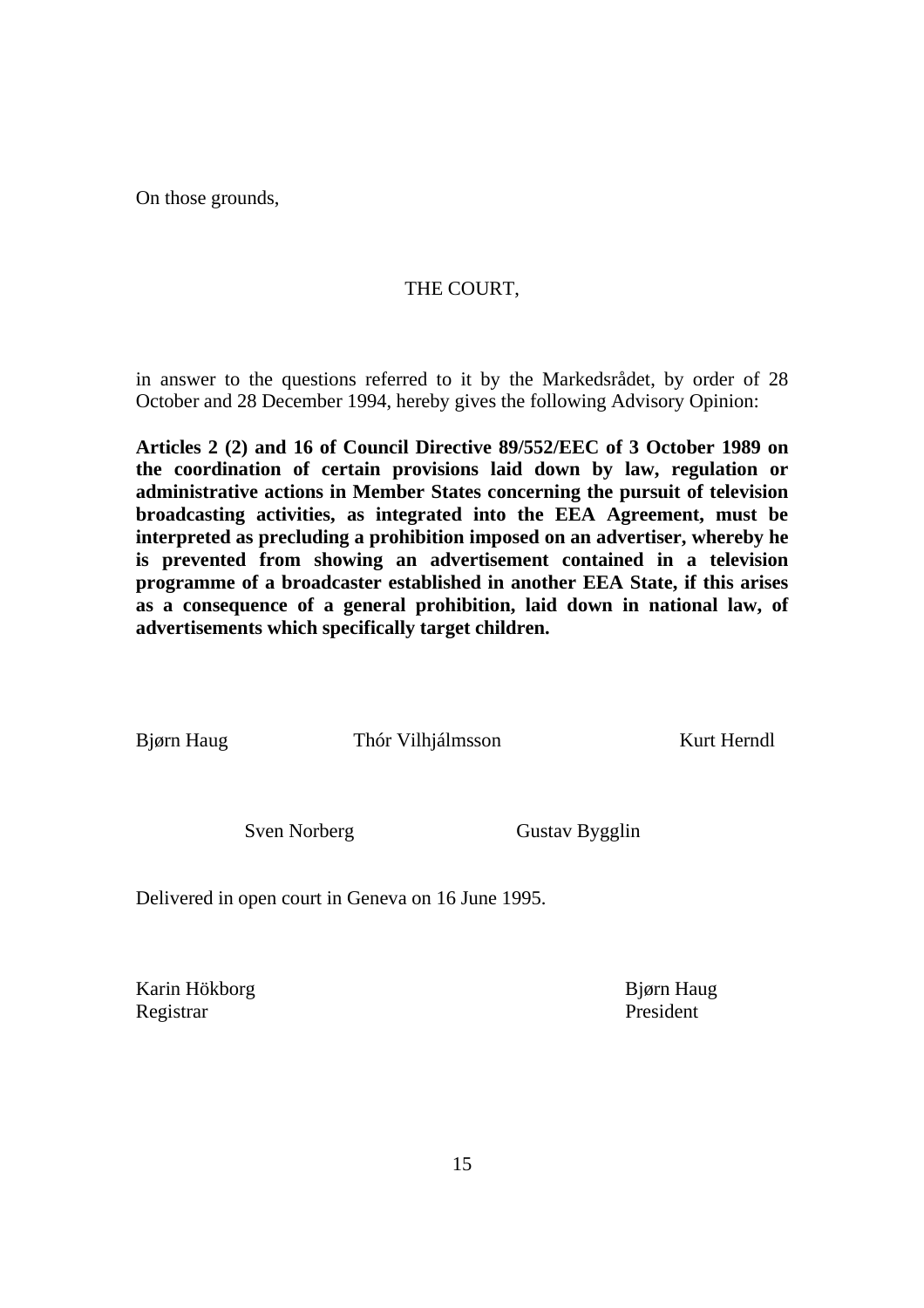On those grounds,

THE COURT,

in answer to the questions referred to it by the Markedsrådet, by order of 28 October and 28 December 1994, hereby gives the following Advisory Opinion:

**Articles 2 (2) and 16 of Council Directive 89/552/EEC of 3 October 1989 on the coordination of certain provisions laid down by law, regulation or administrative actions in Member States concerning the pursuit of television broadcasting activities, as integrated into the EEA Agreement, must be interpreted as precluding a prohibition imposed on an advertiser, whereby he is prevented from showing an advertisement contained in a television programme of a broadcaster established in another EEA State, if this arises as a consequence of a general prohibition, laid down in national law, of advertisements which specifically target children.**

Bjørn Haug　　Thór Vilhjálmsson　　Kurt Herndl

Sven Norberg　　Gustav Bygglin

Delivered in open court in Geneva on 16 June 1995.

Karin Hökborg
Registrar

Bjørn Haug
President